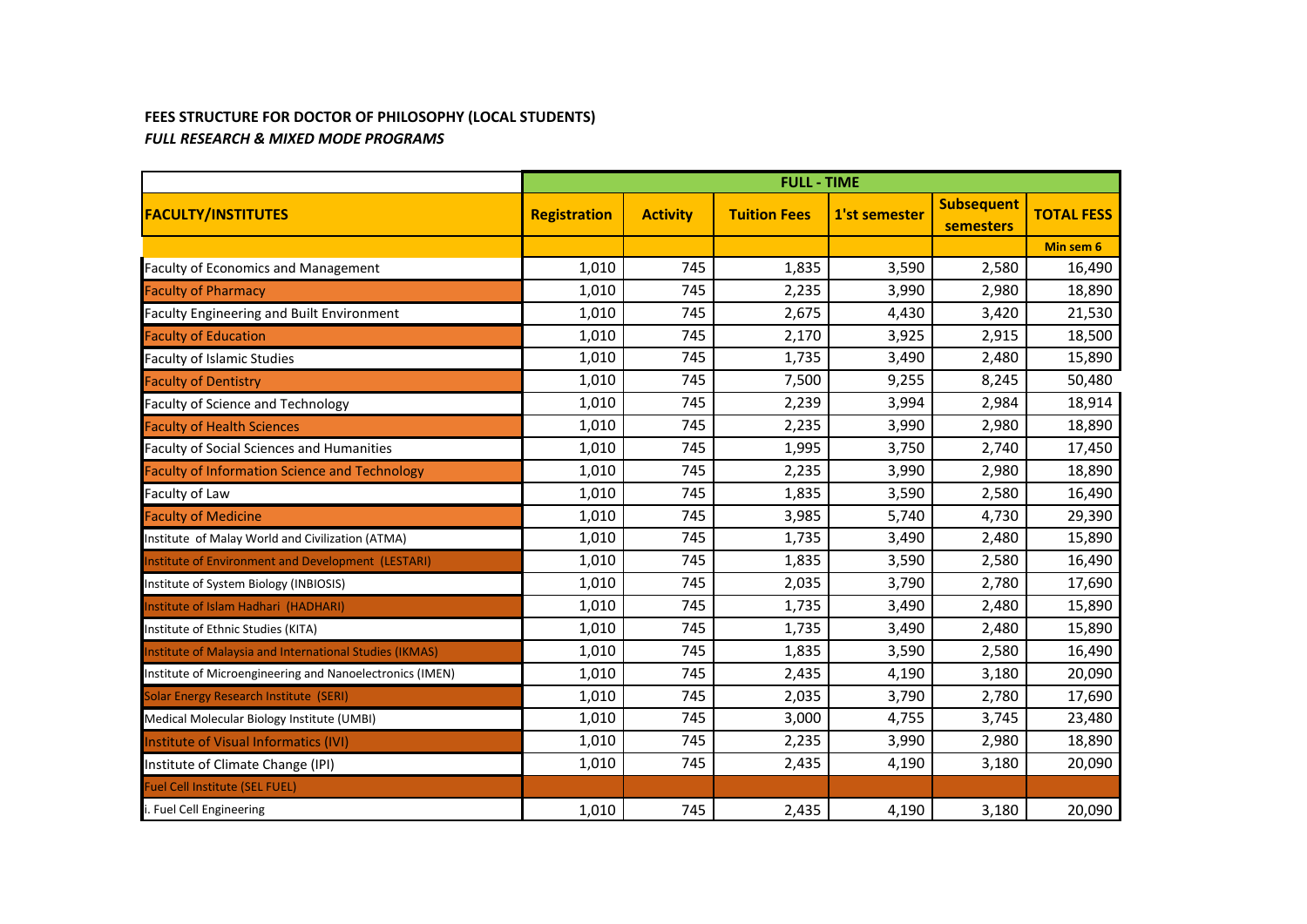**FEES STRUCTURE FOR DOCTOR OF PHILOSOPHY (LOCAL STUDENTS)**

***FULL RESEARCH & MIXED MODE PROGRAMS***

| | FULL - TIME | | | | | |
|---|---|---|---|---|---|---|
| **FACULTY/INSTITUTES** | **Registration** | **Activity** | **Tuition Fees** | **1'st semester** | **Subsequent semesters** | **TOTAL FESS** |
| | | | | | | **Min sem 6** |
| Faculty of Economics and Management | 1,010 | 745 | 1,835 | 3,590 | 2,580 | 16,490 |
| Faculty of Pharmacy | 1,010 | 745 | 2,235 | 3,990 | 2,980 | 18,890 |
| Faculty Engineering and Built Environment | 1,010 | 745 | 2,675 | 4,430 | 3,420 | 21,530 |
| Faculty of Education | 1,010 | 745 | 2,170 | 3,925 | 2,915 | 18,500 |
| Faculty of Islamic Studies | 1,010 | 745 | 1,735 | 3,490 | 2,480 | 15,890 |
| Faculty of Dentistry | 1,010 | 745 | 7,500 | 9,255 | 8,245 | 50,480 |
| Faculty of Science and Technology | 1,010 | 745 | 2,239 | 3,994 | 2,984 | 18,914 |
| Faculty of Health Sciences | 1,010 | 745 | 2,235 | 3,990 | 2,980 | 18,890 |
| Faculty of Social Sciences and Humanities | 1,010 | 745 | 1,995 | 3,750 | 2,740 | 17,450 |
| Faculty of Information Science and Technology | 1,010 | 745 | 2,235 | 3,990 | 2,980 | 18,890 |
| Faculty of Law | 1,010 | 745 | 1,835 | 3,590 | 2,580 | 16,490 |
| Faculty of Medicine | 1,010 | 745 | 3,985 | 5,740 | 4,730 | 29,390 |
| Institute of Malay World and Civilization (ATMA) | 1,010 | 745 | 1,735 | 3,490 | 2,480 | 15,890 |
| Institute of Environment and Development (LESTARI) | 1,010 | 745 | 1,835 | 3,590 | 2,580 | 16,490 |
| Institute of System Biology (INBIOSIS) | 1,010 | 745 | 2,035 | 3,790 | 2,780 | 17,690 |
| Institute of Islam Hadhari (HADHARI) | 1,010 | 745 | 1,735 | 3,490 | 2,480 | 15,890 |
| Institute of Ethnic Studies (KITA) | 1,010 | 745 | 1,735 | 3,490 | 2,480 | 15,890 |
| Institute of Malaysia and International Studies (IKMAS) | 1,010 | 745 | 1,835 | 3,590 | 2,580 | 16,490 |
| Institute of Microengineering and Nanoelectronics (IMEN) | 1,010 | 745 | 2,435 | 4,190 | 3,180 | 20,090 |
| Solar Energy Research Institute (SERI) | 1,010 | 745 | 2,035 | 3,790 | 2,780 | 17,690 |
| Medical Molecular Biology Institute (UMBI) | 1,010 | 745 | 3,000 | 4,755 | 3,745 | 23,480 |
| Institute of Visual Informatics (IVI) | 1,010 | 745 | 2,235 | 3,990 | 2,980 | 18,890 |
| Institute of Climate Change (IPI) | 1,010 | 745 | 2,435 | 4,190 | 3,180 | 20,090 |
| Fuel Cell Institute (SEL FUEL) | | | | | | |
| i. Fuel Cell Engineering | 1,010 | 745 | 2,435 | 4,190 | 3,180 | 20,090 |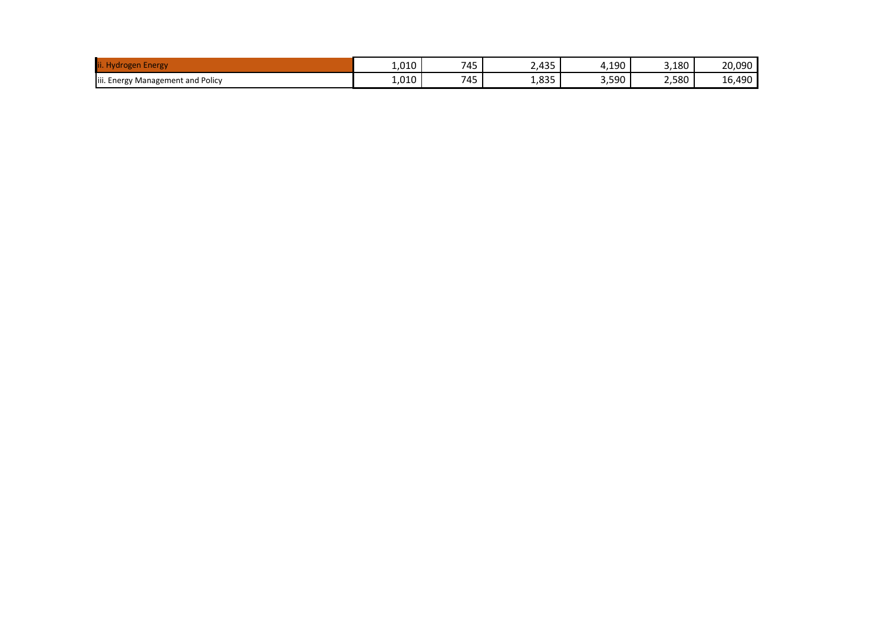| | | | | | | |
|---|---|---|---|---|---|---|
| ii. Hydrogen Energy | 1,010 | 745 | 2,435 | 4,190 | 3,180 | 20,090 |
| iii. Energy Management and Policy | 1,010 | 745 | 1,835 | 3,590 | 2,580 | 16,490 |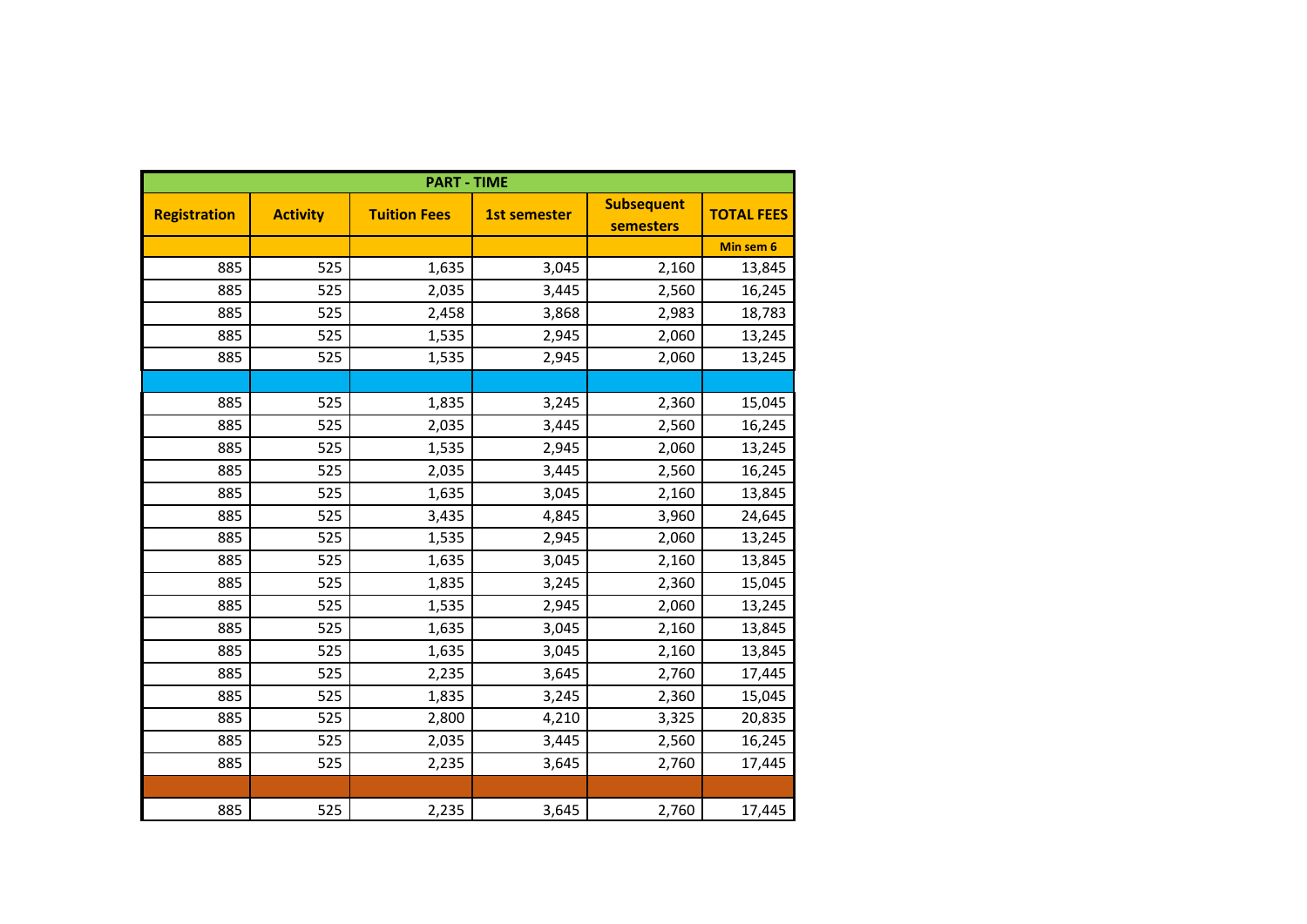| PART - TIME | | | | | |
|---|---|---|---|---|---|
| Registration | Activity | Tuition Fees | 1st semester | Subsequent semesters | TOTAL FEES |
| | | | | | Min sem 6 |
| 885 | 525 | 1,635 | 3,045 | 2,160 | 13,845 |
| 885 | 525 | 2,035 | 3,445 | 2,560 | 16,245 |
| 885 | 525 | 2,458 | 3,868 | 2,983 | 18,783 |
| 885 | 525 | 1,535 | 2,945 | 2,060 | 13,245 |
| 885 | 525 | 1,535 | 2,945 | 2,060 | 13,245 |
| | | | | | |
| 885 | 525 | 1,835 | 3,245 | 2,360 | 15,045 |
| 885 | 525 | 2,035 | 3,445 | 2,560 | 16,245 |
| 885 | 525 | 1,535 | 2,945 | 2,060 | 13,245 |
| 885 | 525 | 2,035 | 3,445 | 2,560 | 16,245 |
| 885 | 525 | 1,635 | 3,045 | 2,160 | 13,845 |
| 885 | 525 | 3,435 | 4,845 | 3,960 | 24,645 |
| 885 | 525 | 1,535 | 2,945 | 2,060 | 13,245 |
| 885 | 525 | 1,635 | 3,045 | 2,160 | 13,845 |
| 885 | 525 | 1,835 | 3,245 | 2,360 | 15,045 |
| 885 | 525 | 1,535 | 2,945 | 2,060 | 13,245 |
| 885 | 525 | 1,635 | 3,045 | 2,160 | 13,845 |
| 885 | 525 | 1,635 | 3,045 | 2,160 | 13,845 |
| 885 | 525 | 2,235 | 3,645 | 2,760 | 17,445 |
| 885 | 525 | 1,835 | 3,245 | 2,360 | 15,045 |
| 885 | 525 | 2,800 | 4,210 | 3,325 | 20,835 |
| 885 | 525 | 2,035 | 3,445 | 2,560 | 16,245 |
| 885 | 525 | 2,235 | 3,645 | 2,760 | 17,445 |
| | | | | | |
| 885 | 525 | 2,235 | 3,645 | 2,760 | 17,445 |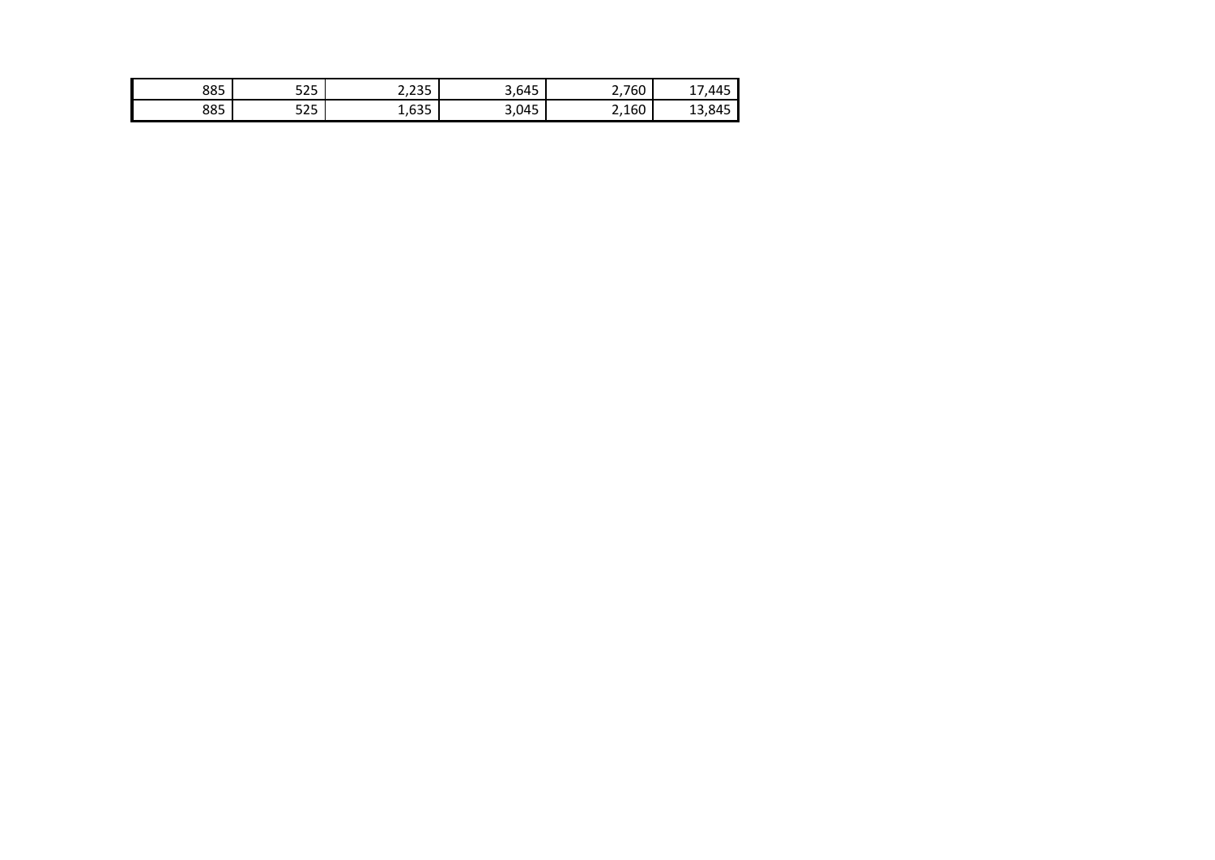| | | | | | |
|---|---|---|---|---|---|
| 885 | 525 | 2,235 | 3,645 | 2,760 | 17,445 |
| 885 | 525 | 1,635 | 3,045 | 2,160 | 13,845 |